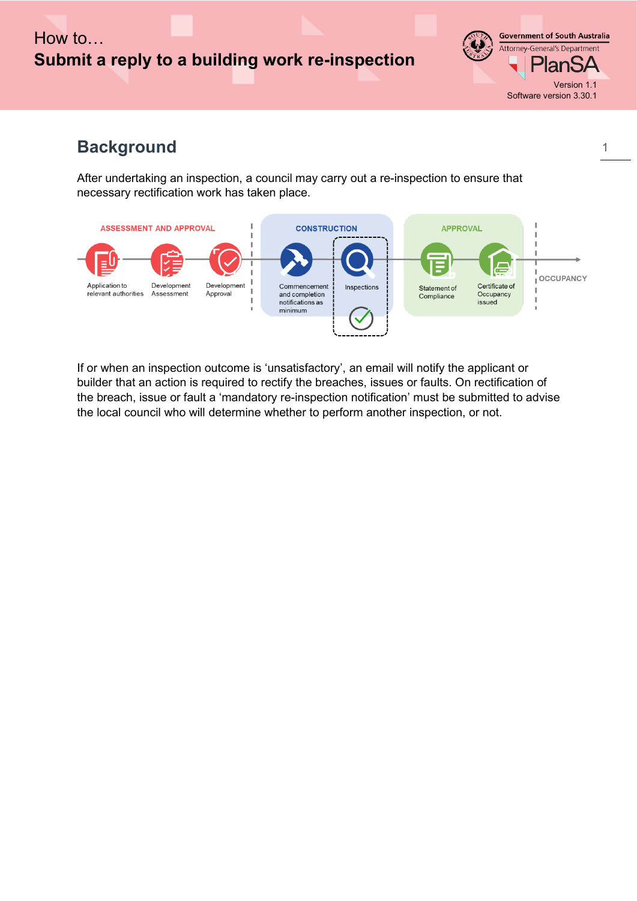How to…

# Submit a reply to a building work re-inspection

Government of South Australia
Attorney-General's Department
PlanSA

Version 1.1
Software version 3.30.1

## Background

After undertaking an inspection, a council may carry out a re-inspection to ensure that necessary rectification work has taken place.

ASSESSMENT AND APPROVAL: Application to relevant authorities → Development Assessment → Development Approval

CONSTRUCTION: Commencement and completion notifications as minimum → Inspections

APPROVAL: Statement of Compliance → Certificate of Occupancy issued

OCCUPANCY

If or when an inspection outcome is 'unsatisfactory', an email will notify the applicant or builder that an action is required to rectify the breaches, issues or faults. On rectification of the breach, issue or fault a 'mandatory re-inspection notification' must be submitted to advise the local council who will determine whether to perform another inspection, or not.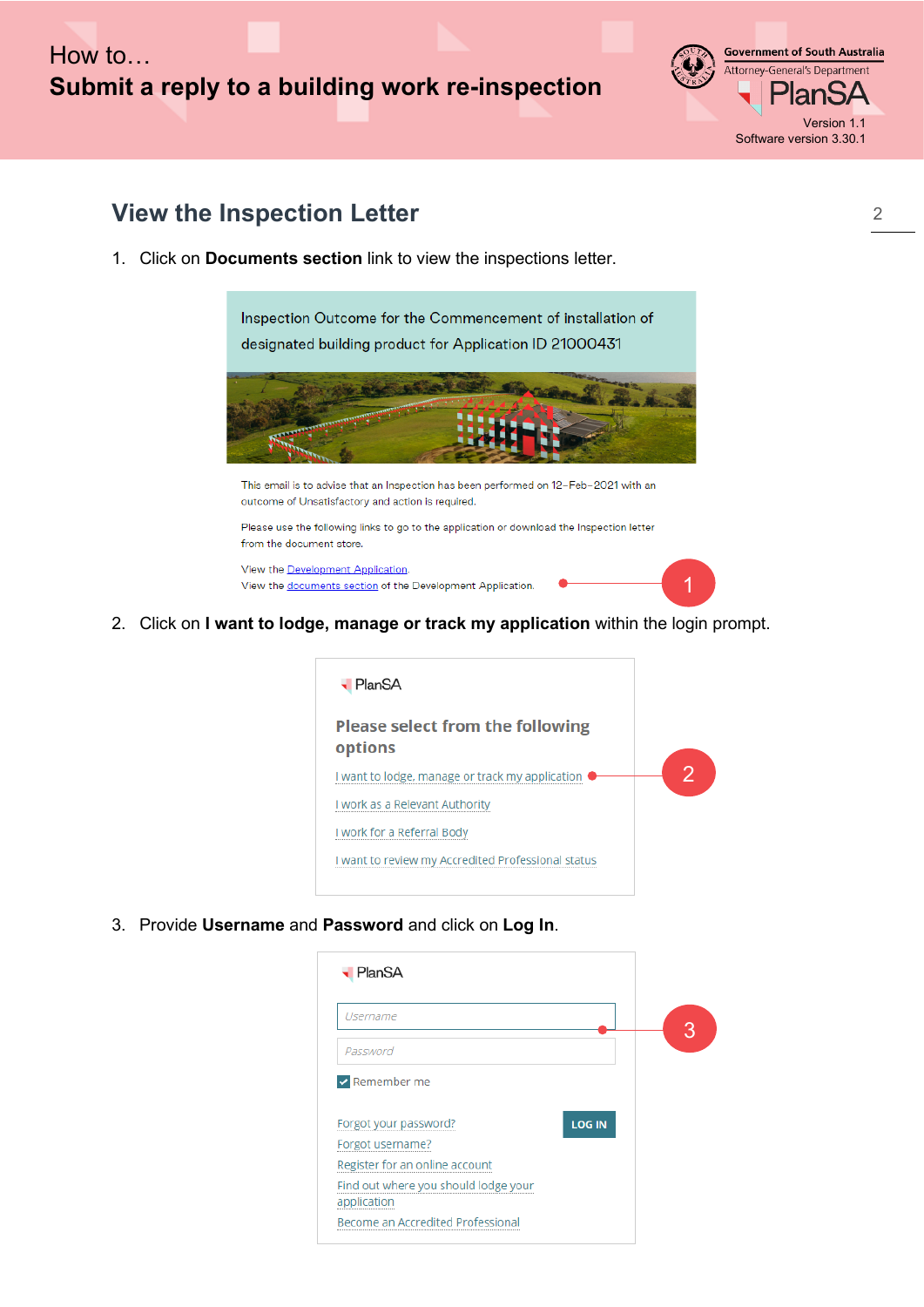## View the Inspection Letter

1. Click on **Documents section** link to view the inspections letter.

Inspection Outcome for the Commencement of installation of designated building product for Application ID 21000431

This email is to advise that an Inspection has been performed on 12-Feb-2021 with an outcome of Unsatisfactory and action is required.

Please use the following links to go to the application or download the Inspection letter from the document store.

View the Development Application.
View the documents section of the Development Application.

2. Click on **I want to lodge, manage or track my application** within the login prompt.

PlanSA

**Please select from the following options**

I want to lodge, manage or track my application
I work as a Relevant Authority
I work for a Referral Body
I want to review my Accredited Professional status

3. Provide **Username** and **Password** and click on **Log In**.

PlanSA

Username
Password
Remember me

Forgot your password?
Forgot username?
Register for an online account
Find out where you should lodge your application
Become an Accredited Professional

LOG IN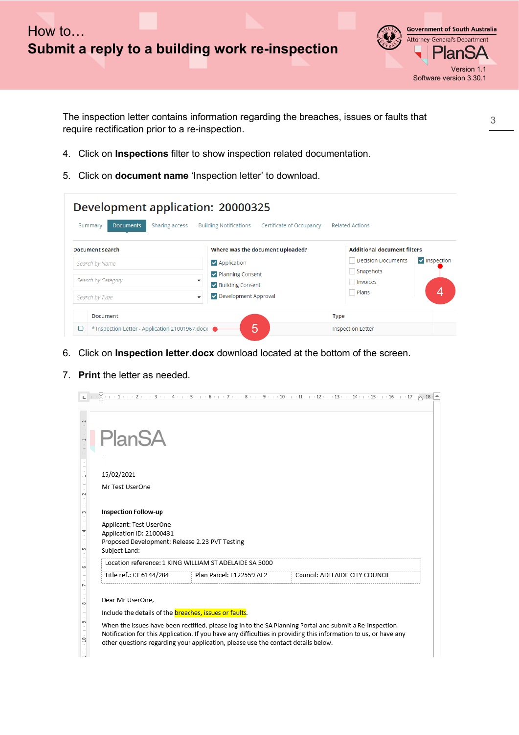The inspection letter contains information regarding the breaches, issues or faults that require rectification prior to a re-inspection.

4. Click on **Inspections** filter to show inspection related documentation.
5. Click on **document name** 'Inspection letter' to download.

6. Click on **Inspection letter.docx** download located at the bottom of the screen.
7. **Print** the letter as needed.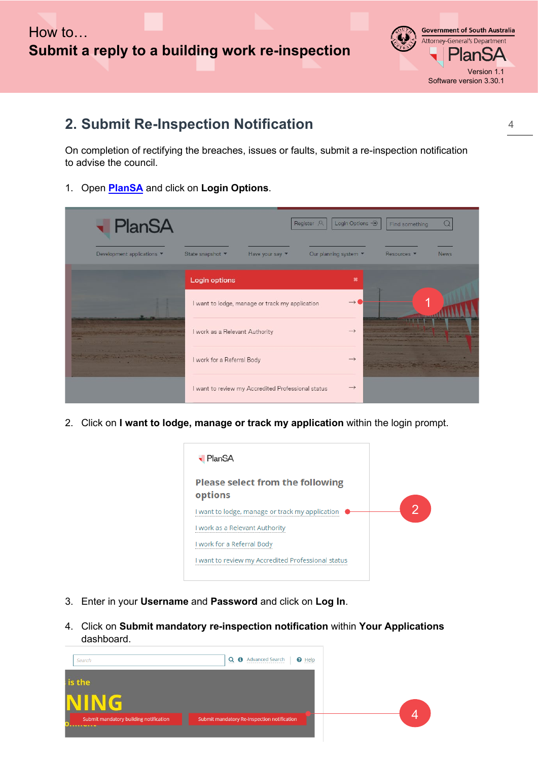## 2. Submit Re-Inspection Notification

On completion of rectifying the breaches, issues or faults, submit a re-inspection notification to advise the council.

1. Open [PlanSA] and click on **Login Options**.

2. Click on **I want to lodge, manage or track my application** within the login prompt.

3. Enter in your **Username** and **Password** and click on **Log In**.

4. Click on **Submit mandatory re-inspection notification** within **Your Applications** dashboard.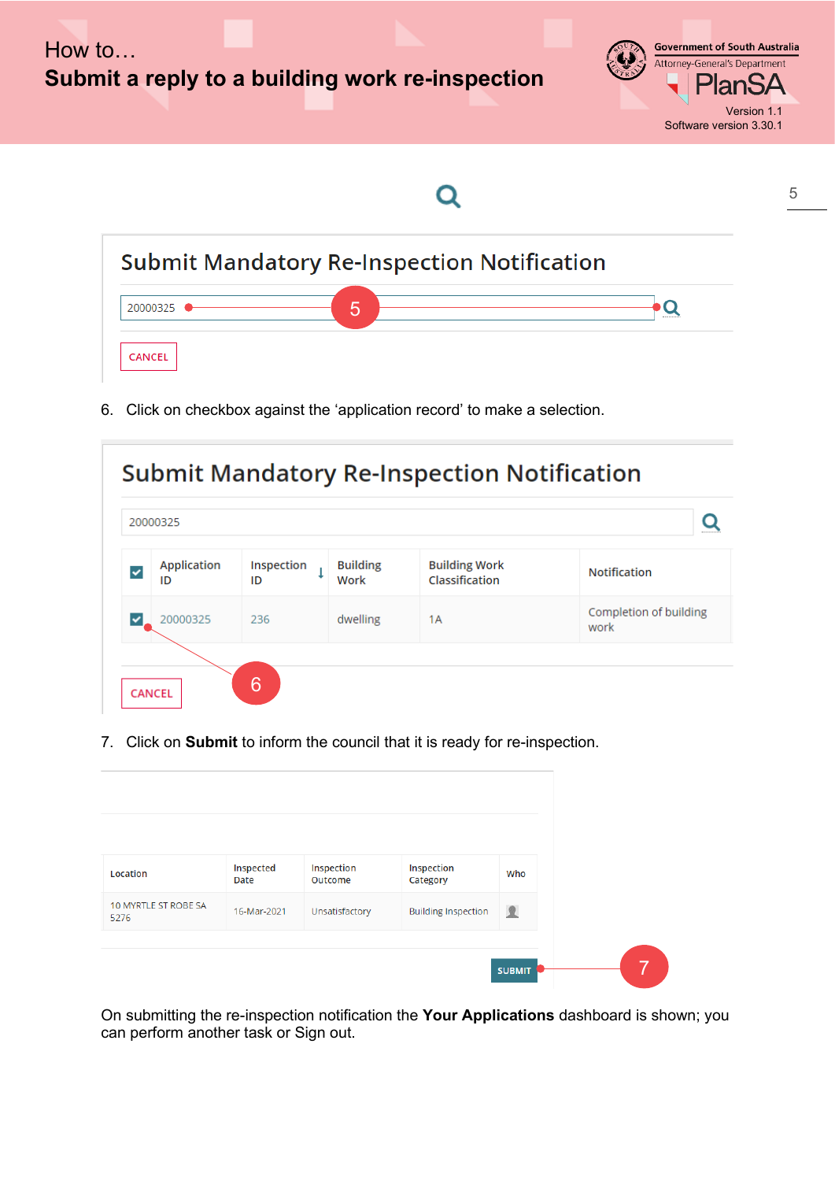6. Click on checkbox against the ‘application record’ to make a selection.

7. Click on **Submit** to inform the council that it is ready for re-inspection.

On submitting the re-inspection notification the **Your Applications** dashboard is shown; you can perform another task or Sign out.